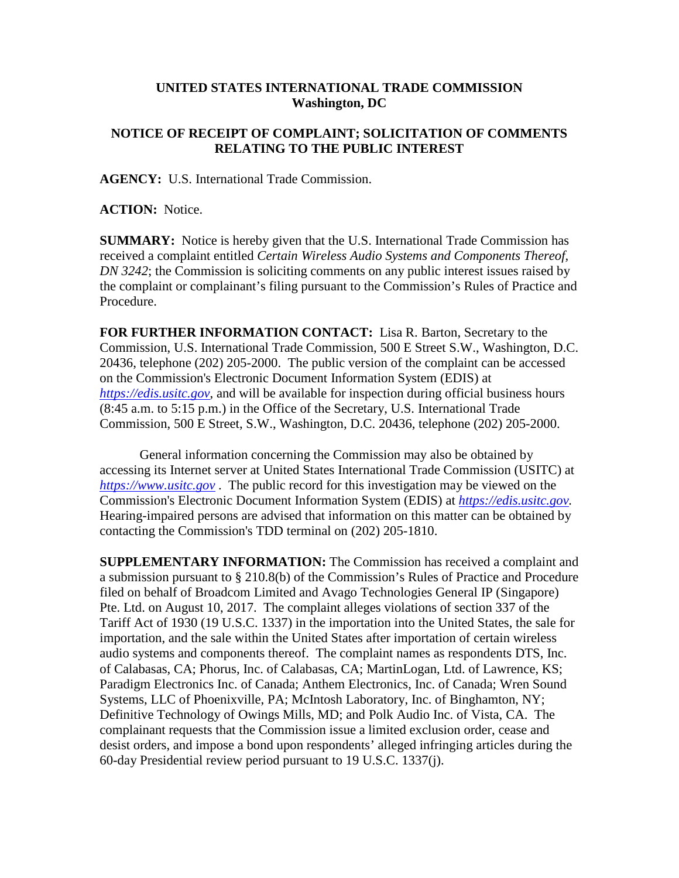**UNITED STATES INTERNATIONAL TRADE COMMISSION**
**Washington, DC**

**NOTICE OF RECEIPT OF COMPLAINT; SOLICITATION OF COMMENTS RELATING TO THE PUBLIC INTEREST**

**AGENCY:** U.S. International Trade Commission.

**ACTION:** Notice.

**SUMMARY:** Notice is hereby given that the U.S. International Trade Commission has received a complaint entitled *Certain Wireless Audio Systems and Components Thereof, DN 3242*; the Commission is soliciting comments on any public interest issues raised by the complaint or complainant's filing pursuant to the Commission's Rules of Practice and Procedure.

**FOR FURTHER INFORMATION CONTACT:** Lisa R. Barton, Secretary to the Commission, U.S. International Trade Commission, 500 E Street S.W., Washington, D.C. 20436, telephone (202) 205-2000. The public version of the complaint can be accessed on the Commission's Electronic Document Information System (EDIS) at *https://edis.usitc.gov*, and will be available for inspection during official business hours (8:45 a.m. to 5:15 p.m.) in the Office of the Secretary, U.S. International Trade Commission, 500 E Street, S.W., Washington, D.C. 20436, telephone (202) 205-2000.

General information concerning the Commission may also be obtained by accessing its Internet server at United States International Trade Commission (USITC) at *https://www.usitc.gov* . The public record for this investigation may be viewed on the Commission's Electronic Document Information System (EDIS) at *https://edis.usitc.gov.* Hearing-impaired persons are advised that information on this matter can be obtained by contacting the Commission's TDD terminal on (202) 205-1810.

**SUPPLEMENTARY INFORMATION:** The Commission has received a complaint and a submission pursuant to § 210.8(b) of the Commission's Rules of Practice and Procedure filed on behalf of Broadcom Limited and Avago Technologies General IP (Singapore) Pte. Ltd. on August 10, 2017. The complaint alleges violations of section 337 of the Tariff Act of 1930 (19 U.S.C. 1337) in the importation into the United States, the sale for importation, and the sale within the United States after importation of certain wireless audio systems and components thereof. The complaint names as respondents DTS, Inc. of Calabasas, CA; Phorus, Inc. of Calabasas, CA; MartinLogan, Ltd. of Lawrence, KS; Paradigm Electronics Inc. of Canada; Anthem Electronics, Inc. of Canada; Wren Sound Systems, LLC of Phoenixville, PA; McIntosh Laboratory, Inc. of Binghamton, NY; Definitive Technology of Owings Mills, MD; and Polk Audio Inc. of Vista, CA. The complainant requests that the Commission issue a limited exclusion order, cease and desist orders, and impose a bond upon respondents' alleged infringing articles during the 60-day Presidential review period pursuant to 19 U.S.C. 1337(j).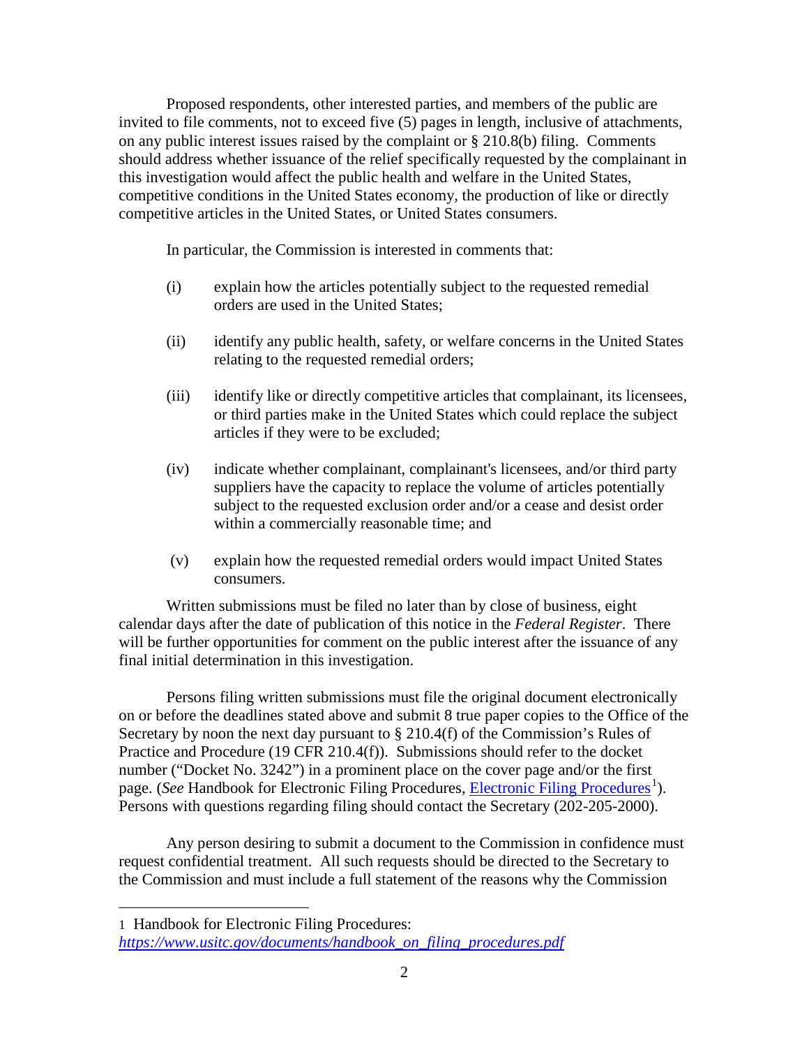Proposed respondents, other interested parties, and members of the public are invited to file comments, not to exceed five (5) pages in length, inclusive of attachments, on any public interest issues raised by the complaint or § 210.8(b) filing. Comments should address whether issuance of the relief specifically requested by the complainant in this investigation would affect the public health and welfare in the United States, competitive conditions in the United States economy, the production of like or directly competitive articles in the United States, or United States consumers.

In particular, the Commission is interested in comments that:

(i) explain how the articles potentially subject to the requested remedial orders are used in the United States;

(ii) identify any public health, safety, or welfare concerns in the United States relating to the requested remedial orders;

(iii) identify like or directly competitive articles that complainant, its licensees, or third parties make in the United States which could replace the subject articles if they were to be excluded;

(iv) indicate whether complainant, complainant's licensees, and/or third party suppliers have the capacity to replace the volume of articles potentially subject to the requested exclusion order and/or a cease and desist order within a commercially reasonable time; and

(v) explain how the requested remedial orders would impact United States consumers.

Written submissions must be filed no later than by close of business, eight calendar days after the date of publication of this notice in the *Federal Register*. There will be further opportunities for comment on the public interest after the issuance of any final initial determination in this investigation.

Persons filing written submissions must file the original document electronically on or before the deadlines stated above and submit 8 true paper copies to the Office of the Secretary by noon the next day pursuant to § 210.4(f) of the Commission's Rules of Practice and Procedure (19 CFR 210.4(f)). Submissions should refer to the docket number ("Docket No. 3242") in a prominent place on the cover page and/or the first page. (*See* Handbook for Electronic Filing Procedures, Electronic Filing Procedures[1]). Persons with questions regarding filing should contact the Secretary (202-205-2000).

Any person desiring to submit a document to the Commission in confidence must request confidential treatment. All such requests should be directed to the Secretary to the Commission and must include a full statement of the reasons why the Commission

---

1 Handbook for Electronic Filing Procedures: *https://www.usitc.gov/documents/handbook_on_filing_procedures.pdf*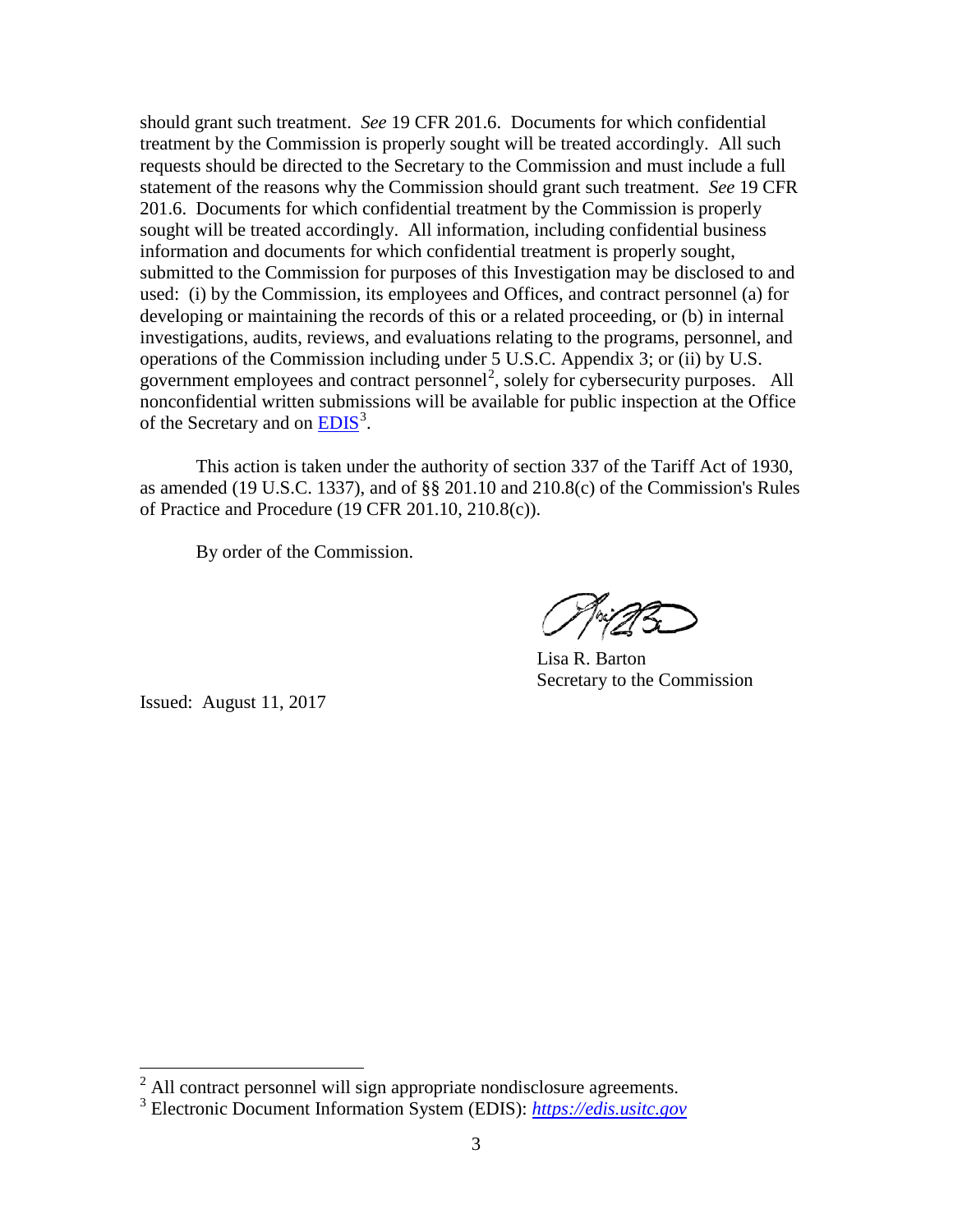should grant such treatment. *See* 19 CFR 201.6. Documents for which confidential treatment by the Commission is properly sought will be treated accordingly. All such requests should be directed to the Secretary to the Commission and must include a full statement of the reasons why the Commission should grant such treatment. *See* 19 CFR 201.6. Documents for which confidential treatment by the Commission is properly sought will be treated accordingly. All information, including confidential business information and documents for which confidential treatment is properly sought, submitted to the Commission for purposes of this Investigation may be disclosed to and used: (i) by the Commission, its employees and Offices, and contract personnel (a) for developing or maintaining the records of this or a related proceeding, or (b) in internal investigations, audits, reviews, and evaluations relating to the programs, personnel, and operations of the Commission including under 5 U.S.C. Appendix 3; or (ii) by U.S. government employees and contract personnel[2], solely for cybersecurity purposes. All nonconfidential written submissions will be available for public inspection at the Office of the Secretary and on EDIS[3].

This action is taken under the authority of section 337 of the Tariff Act of 1930, as amended (19 U.S.C. 1337), and of §§ 201.10 and 210.8(c) of the Commission's Rules of Practice and Procedure (19 CFR 201.10, 210.8(c)).

By order of the Commission.

Lisa R. Barton
Secretary to the Commission

Issued: August 11, 2017

[2] All contract personnel will sign appropriate nondisclosure agreements.

[3] Electronic Document Information System (EDIS): *https://edis.usitc.gov*